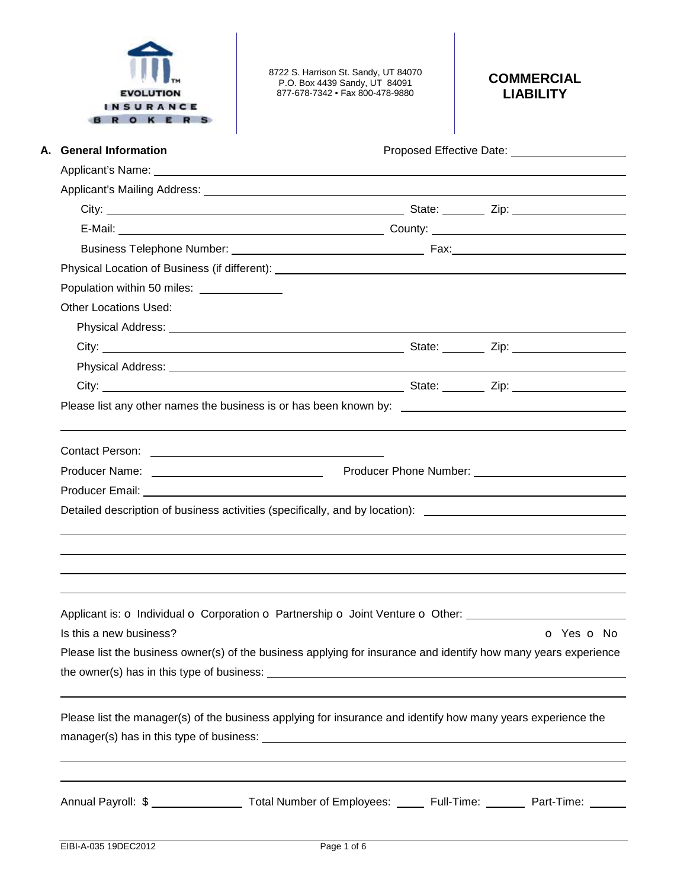EVOLUTION INSURANCE BROKERS™

8722 S. Harrison St. Sandy, UT 84070
P.O. Box 4439 Sandy, UT 84091
877-678-7342 • Fax 800-478-9880

# COMMERCIAL LIABILITY

## A. General Information

Proposed Effective Date: ____________________

Applicant's Name: ____________________________________________

Applicant's Mailing Address: ____________________________________________

City: ______________________ State: ________ Zip: ____________________

E-Mail: ______________________ County: ____________________

Business Telephone Number: ______________________ Fax: ____________________

Physical Location of Business (if different): ____________________________________________

Population within 50 miles: ______________

Other Locations Used:

Physical Address: ____________________________________________

City: ______________________ State: ________ Zip: ____________________

Physical Address: ____________________________________________

City: ______________________ State: ________ Zip: ____________________

Please list any other names the business is or has been known by: ____________________________________________

Contact Person: ______________________

Producer Name: ______________________ Producer Phone Number: ______________________

Producer Email: ____________________________________________

Detailed description of business activities (specifically, and by location): ____________________________________________

Applicant is: o Individual o Corporation o Partnership o Joint Venture o Other: ______________________

Is this a new business? o Yes o No

Please list the business owner(s) of the business applying for insurance and identify how many years experience the owner(s) has in this type of business: ____________________________________________

Please list the manager(s) of the business applying for insurance and identify how many years experience the manager(s) has in this type of business: ____________________________________________

Annual Payroll: $ ______________ Total Number of Employees: ______ Full-Time: ______ Part-Time: ______

EIBI-A-035 19DEC2012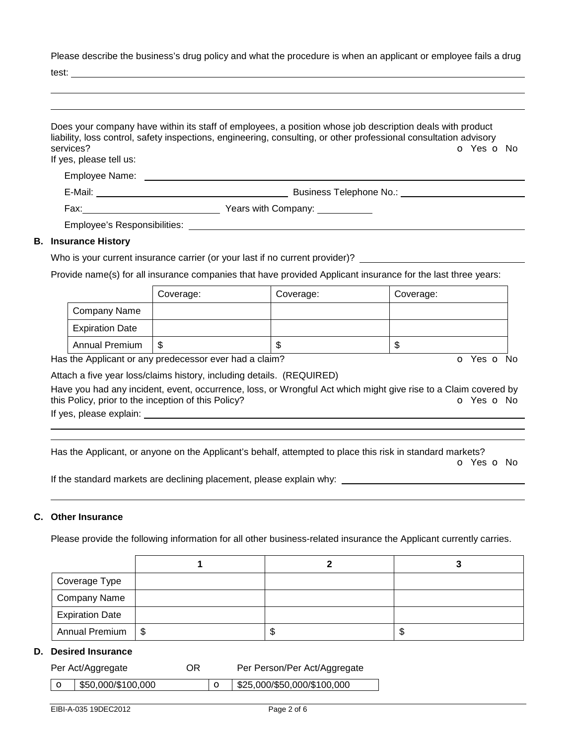Please describe the business's drug policy and what the procedure is when an applicant or employee fails a drug test: ______________________________________________

______________________________________________

______________________________________________

Does your company have within its staff of employees, a position whose job description deals with product liability, loss control, safety inspections, engineering, consulting, or other professional consultation advisory services? o Yes o No

If yes, please tell us:

Employee Name: ______________________________________________

E-Mail: ______________________ Business Telephone No.: ______________________

Fax: ______________________ Years with Company: ____________

Employee's Responsibilities: ______________________________________________

## B. Insurance History

Who is your current insurance carrier (or your last if no current provider)? ______________________

Provide name(s) for all insurance companies that have provided Applicant insurance for the last three years:

| | Coverage: | Coverage: | Coverage: |
|---|---|---|---|
| Company Name | | | |
| Expiration Date | | | |
| Annual Premium | $ | $ | $ |

Has the Applicant or any predecessor ever had a claim? o Yes o No

Attach a five year loss/claims history, including details. (REQUIRED)

Have you had any incident, event, occurrence, loss, or Wrongful Act which might give rise to a Claim covered by this Policy, prior to the inception of this Policy? o Yes o No

If yes, please explain: ______________________________________________

______________________________________________

______________________________________________

Has the Applicant, or anyone on the Applicant's behalf, attempted to place this risk in standard markets? o Yes o No

If the standard markets are declining placement, please explain why: ______________________

______________________________________________

## C. Other Insurance

Please provide the following information for all other business-related insurance the Applicant currently carries.

| | 1 | 2 | 3 |
|---|---|---|---|
| Coverage Type | | | |
| Company Name | | | |
| Expiration Date | | | |
| Annual Premium | $ | $ | $ |

## D. Desired Insurance

| Per Act/Aggregate | OR | Per Person/Per Act/Aggregate |
|---|---|---|
| o $50,000/$100,000 | | o $25,000/$50,000/$100,000 |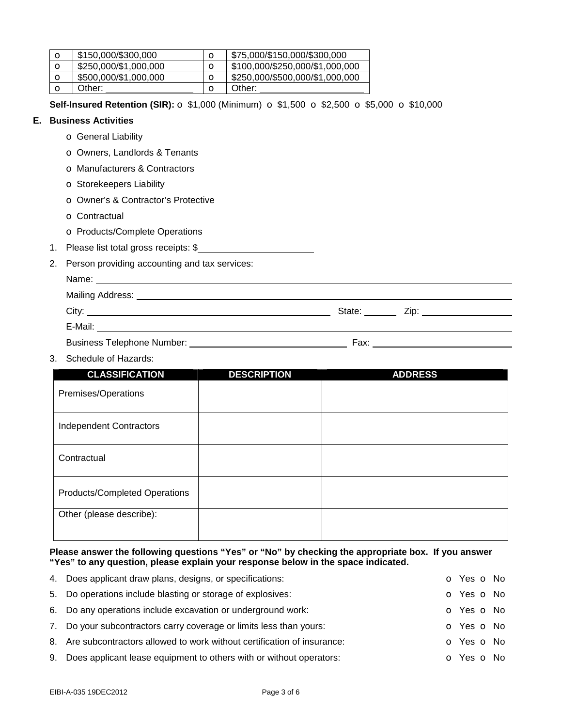| o | $150,000/$300,000 | o | $75,000/$150,000/$300,000 |
|---|---|---|---|
| o | $250,000/$1,000,000 | o | $100,000/$250,000/$1,000,000 |
| o | $500,000/$1,000,000 | o | $250,000/$500,000/$1,000,000 |
| o | Other: ________________ | o | Other: ____________________ |

**Self-Insured Retention (SIR):** o $1,000 (Minimum) o $1,500 o $2,500 o $5,000 o $10,000

## E. Business Activities

- o General Liability
- o Owners, Landlords & Tenants
- o Manufacturers & Contractors
- o Storekeepers Liability
- o Owner's & Contractor's Protective
- o Contractual
- o Products/Complete Operations

1. Please list total gross receipts: $______________________
2. Person providing accounting and tax services:

   Name: ____________________________________________

   Mailing Address: ____________________________________________

   City: ______________________________ State: ______ Zip: ________________

   E-Mail: ____________________________________________

   Business Telephone Number: ______________________________ Fax: __________________________

3. Schedule of Hazards:

| CLASSIFICATION | DESCRIPTION | ADDRESS |
|---|---|---|
| Premises/Operations | | |
| Independent Contractors | | |
| Contractual | | |
| Products/Completed Operations | | |
| Other (please describe): | | |

**Please answer the following questions "Yes" or "No" by checking the appropriate box. If you answer "Yes" to any question, please explain your response below in the space indicated.**

4. Does applicant draw plans, designs, or specifications: o Yes o No
5. Do operations include blasting or storage of explosives: o Yes o No
6. Do any operations include excavation or underground work: o Yes o No
7. Do your subcontractors carry coverage or limits less than yours: o Yes o No
8. Are subcontractors allowed to work without certification of insurance: o Yes o No
9. Does applicant lease equipment to others with or without operators: o Yes o No

EIBI-A-035 19DEC2012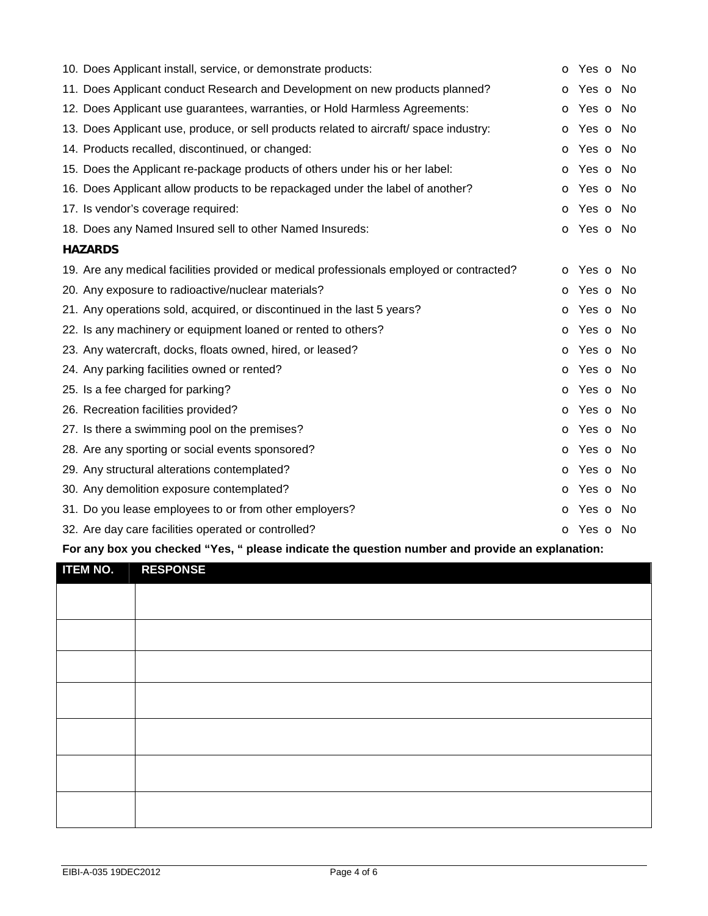10. Does Applicant install, service, or demonstrate products: o Yes o No
11. Does Applicant conduct Research and Development on new products planned? o Yes o No
12. Does Applicant use guarantees, warranties, or Hold Harmless Agreements: o Yes o No
13. Does Applicant use, produce, or sell products related to aircraft/ space industry: o Yes o No
14. Products recalled, discontinued, or changed: o Yes o No
15. Does the Applicant re-package products of others under his or her label: o Yes o No
16. Does Applicant allow products to be repackaged under the label of another? o Yes o No
17. Is vendor's coverage required: o Yes o No
18. Does any Named Insured sell to other Named Insureds: o Yes o No

**HAZARDS**

19. Are any medical facilities provided or medical professionals employed or contracted? o Yes o No
20. Any exposure to radioactive/nuclear materials? o Yes o No
21. Any operations sold, acquired, or discontinued in the last 5 years? o Yes o No
22. Is any machinery or equipment loaned or rented to others? o Yes o No
23. Any watercraft, docks, floats owned, hired, or leased? o Yes o No
24. Any parking facilities owned or rented? o Yes o No
25. Is a fee charged for parking? o Yes o No
26. Recreation facilities provided? o Yes o No
27. Is there a swimming pool on the premises? o Yes o No
28. Are any sporting or social events sponsored? o Yes o No
29. Any structural alterations contemplated? o Yes o No
30. Any demolition exposure contemplated? o Yes o No
31. Do you lease employees to or from other employers? o Yes o No
32. Are day care facilities operated or controlled? o Yes o No

**For any box you checked "Yes, " please indicate the question number and provide an explanation:**

| ITEM NO. | RESPONSE |
|---|---|
| | |
| | |
| | |
| | |
| | |
| | |
| | |

EIBI-A-035 19DEC2012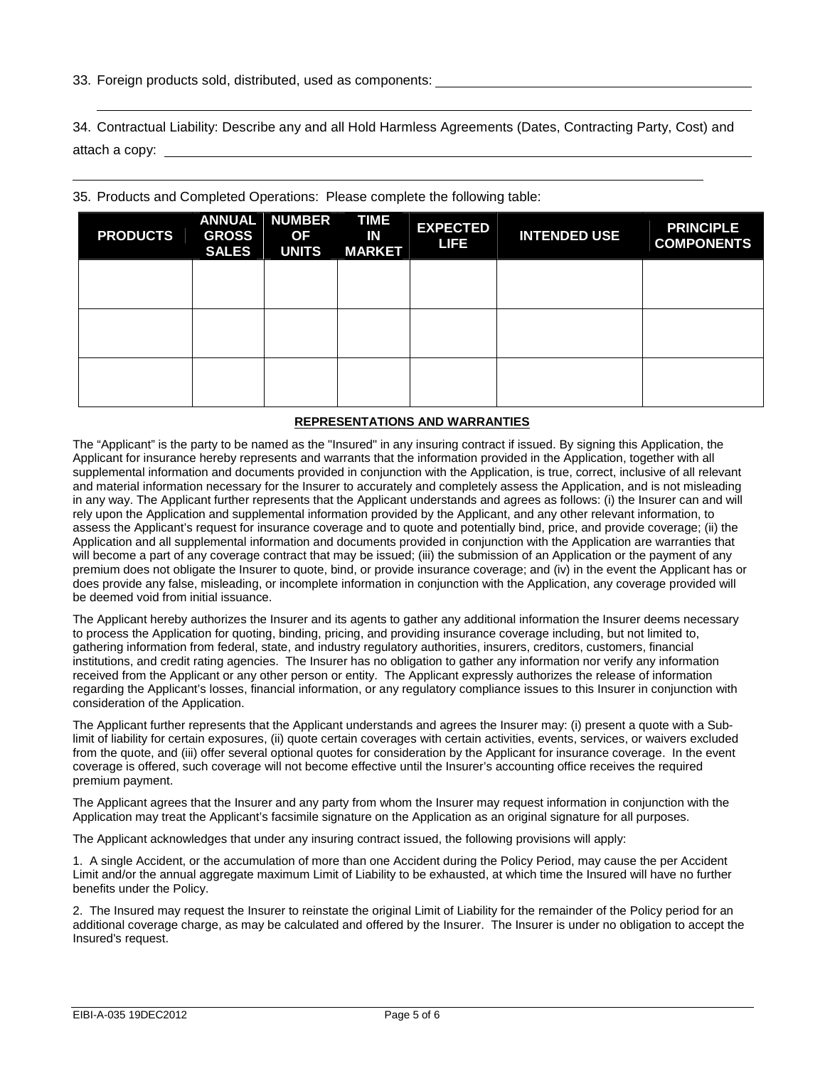33. Foreign products sold, distributed, used as components: ______________________________________________

______________________________________________________________________________

34. Contractual Liability: Describe any and all Hold Harmless Agreements (Dates, Contracting Party, Cost) and attach a copy: ______________________________________________________________________________

______________________________________________________________________________

35. Products and Completed Operations: Please complete the following table:

| PRODUCTS | ANNUAL GROSS SALES | NUMBER OF UNITS | TIME IN MARKET | EXPECTED LIFE | INTENDED USE | PRINCIPLE COMPONENTS |
|---|---|---|---|---|---|---|
| | | | | | | |
| | | | | | | |
| | | | | | | |

**REPRESENTATIONS AND WARRANTIES**

The "Applicant" is the party to be named as the "Insured" in any insuring contract if issued. By signing this Application, the Applicant for insurance hereby represents and warrants that the information provided in the Application, together with all supplemental information and documents provided in conjunction with the Application, is true, correct, inclusive of all relevant and material information necessary for the Insurer to accurately and completely assess the Application, and is not misleading in any way. The Applicant further represents that the Applicant understands and agrees as follows: (i) the Insurer can and will rely upon the Application and supplemental information provided by the Applicant, and any other relevant information, to assess the Applicant's request for insurance coverage and to quote and potentially bind, price, and provide coverage; (ii) the Application and all supplemental information and documents provided in conjunction with the Application are warranties that will become a part of any coverage contract that may be issued; (iii) the submission of an Application or the payment of any premium does not obligate the Insurer to quote, bind, or provide insurance coverage; and (iv) in the event the Applicant has or does provide any false, misleading, or incomplete information in conjunction with the Application, any coverage provided will be deemed void from initial issuance.

The Applicant hereby authorizes the Insurer and its agents to gather any additional information the Insurer deems necessary to process the Application for quoting, binding, pricing, and providing insurance coverage including, but not limited to, gathering information from federal, state, and industry regulatory authorities, insurers, creditors, customers, financial institutions, and credit rating agencies. The Insurer has no obligation to gather any information nor verify any information received from the Applicant or any other person or entity. The Applicant expressly authorizes the release of information regarding the Applicant's losses, financial information, or any regulatory compliance issues to this Insurer in conjunction with consideration of the Application.

The Applicant further represents that the Applicant understands and agrees the Insurer may: (i) present a quote with a Sub-limit of liability for certain exposures, (ii) quote certain coverages with certain activities, events, services, or waivers excluded from the quote, and (iii) offer several optional quotes for consideration by the Applicant for insurance coverage. In the event coverage is offered, such coverage will not become effective until the Insurer's accounting office receives the required premium payment.

The Applicant agrees that the Insurer and any party from whom the Insurer may request information in conjunction with the Application may treat the Applicant's facsimile signature on the Application as an original signature for all purposes.

The Applicant acknowledges that under any insuring contract issued, the following provisions will apply:

1. A single Accident, or the accumulation of more than one Accident during the Policy Period, may cause the per Accident Limit and/or the annual aggregate maximum Limit of Liability to be exhausted, at which time the Insured will have no further benefits under the Policy.

2. The Insured may request the Insurer to reinstate the original Limit of Liability for the remainder of the Policy period for an additional coverage charge, as may be calculated and offered by the Insurer. The Insurer is under no obligation to accept the Insured's request.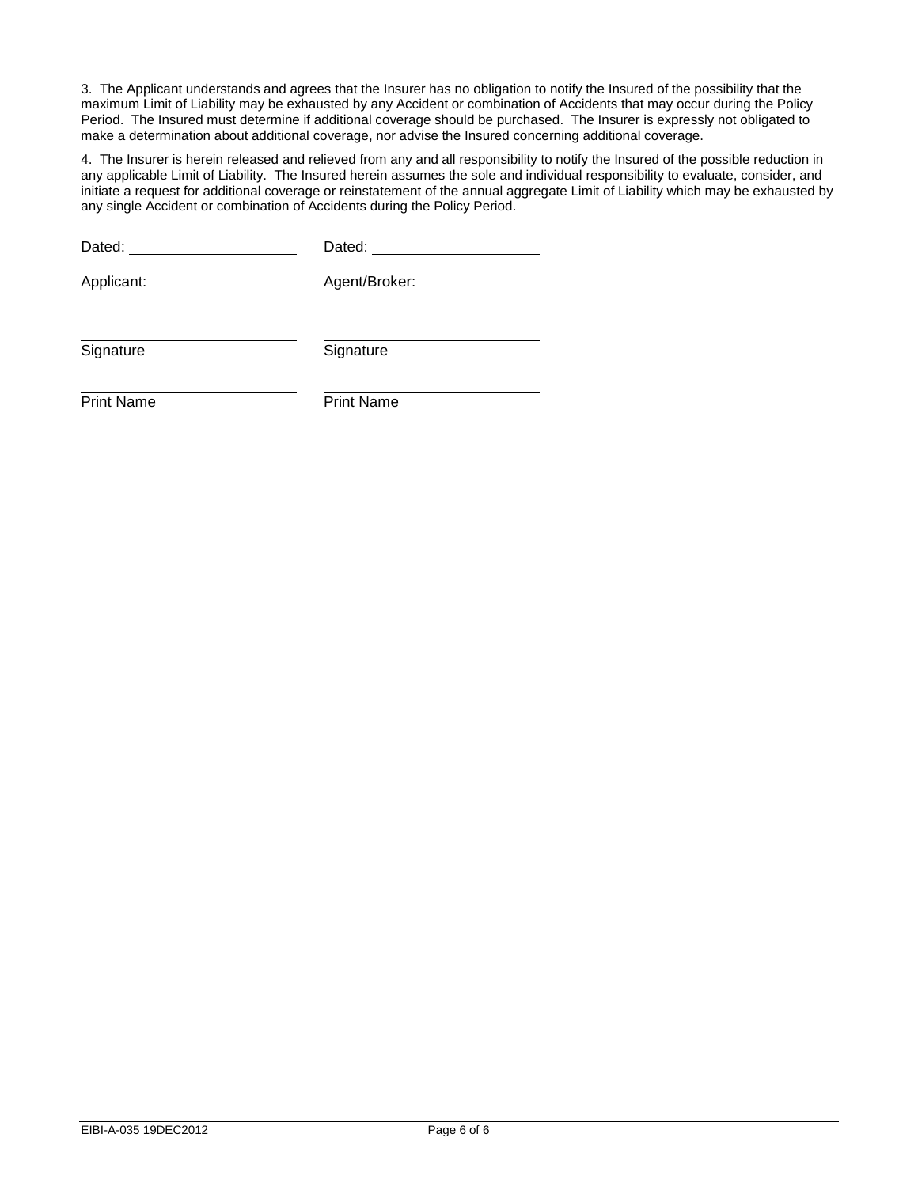3. The Applicant understands and agrees that the Insurer has no obligation to notify the Insured of the possibility that the maximum Limit of Liability may be exhausted by any Accident or combination of Accidents that may occur during the Policy Period. The Insured must determine if additional coverage should be purchased. The Insurer is expressly not obligated to make a determination about additional coverage, nor advise the Insured concerning additional coverage.

4. The Insurer is herein released and relieved from any and all responsibility to notify the Insured of the possible reduction in any applicable Limit of Liability. The Insured herein assumes the sole and individual responsibility to evaluate, consider, and initiate a request for additional coverage or reinstatement of the annual aggregate Limit of Liability which may be exhausted by any single Accident or combination of Accidents during the Policy Period.

| | |
|---|---|
| Dated: ____________________ | Dated: ____________________ |
| Applicant: | Agent/Broker: |
| ____________________ | ____________________ |
| Signature | Signature |
| ____________________ | ____________________ |
| Print Name | Print Name |

EIBI-A-035 19DEC2012